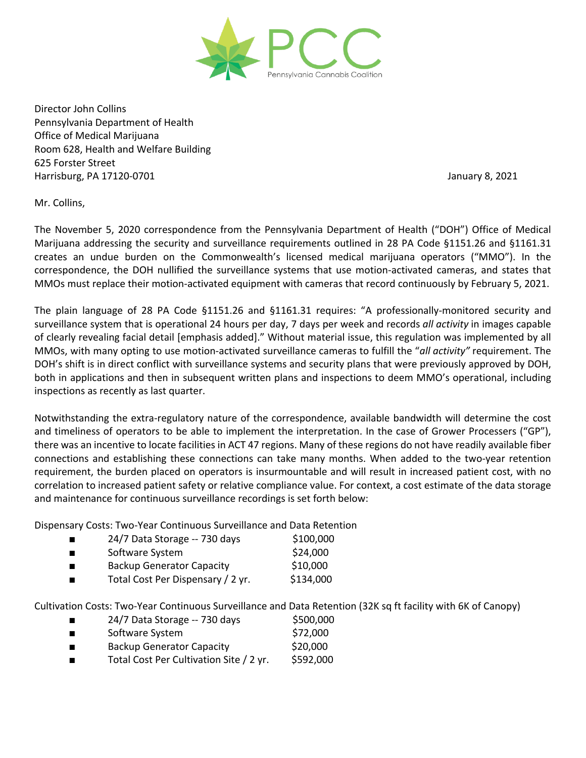PCC

Pennsylvania Cannabis Coalition

Director John Collins
Pennsylvania Department of Health
Office of Medical Marijuana
Room 628, Health and Welfare Building
625 Forster Street
Harrisburg, PA 17120-0701

January 8, 2021

Mr. Collins,

The November 5, 2020 correspondence from the Pennsylvania Department of Health ("DOH") Office of Medical Marijuana addressing the security and surveillance requirements outlined in 28 PA Code §1151.26 and §1161.31 creates an undue burden on the Commonwealth's licensed medical marijuana operators ("MMO"). In the correspondence, the DOH nullified the surveillance systems that use motion-activated cameras, and states that MMOs must replace their motion-activated equipment with cameras that record continuously by February 5, 2021.

The plain language of 28 PA Code §1151.26 and §1161.31 requires: "A professionally-monitored security and surveillance system that is operational 24 hours per day, 7 days per week and records *all activity* in images capable of clearly revealing facial detail [emphasis added]." Without material issue, this regulation was implemented by all MMOs, with many opting to use motion-activated surveillance cameras to fulfill the "*all activity"* requirement. The DOH's shift is in direct conflict with surveillance systems and security plans that were previously approved by DOH, both in applications and then in subsequent written plans and inspections to deem MMO's operational, including inspections as recently as last quarter.

Notwithstanding the extra-regulatory nature of the correspondence, available bandwidth will determine the cost and timeliness of operators to be able to implement the interpretation. In the case of Grower Processers ("GP"), there was an incentive to locate facilities in ACT 47 regions. Many of these regions do not have readily available fiber connections and establishing these connections can take many months. When added to the two-year retention requirement, the burden placed on operators is insurmountable and will result in increased patient cost, with no correlation to increased patient safety or relative compliance value. For context, a cost estimate of the data storage and maintenance for continuous surveillance recordings is set forth below:

Dispensary Costs: Two-Year Continuous Surveillance and Data Retention

- 24/7 Data Storage -- 730 days $100,000
- Software System $24,000
- Backup Generator Capacity $10,000
- Total Cost Per Dispensary / 2 yr. $134,000

Cultivation Costs: Two-Year Continuous Surveillance and Data Retention (32K sq ft facility with 6K of Canopy)

- 24/7 Data Storage -- 730 days $500,000
- Software System $72,000
- Backup Generator Capacity $20,000
- Total Cost Per Cultivation Site / 2 yr. $592,000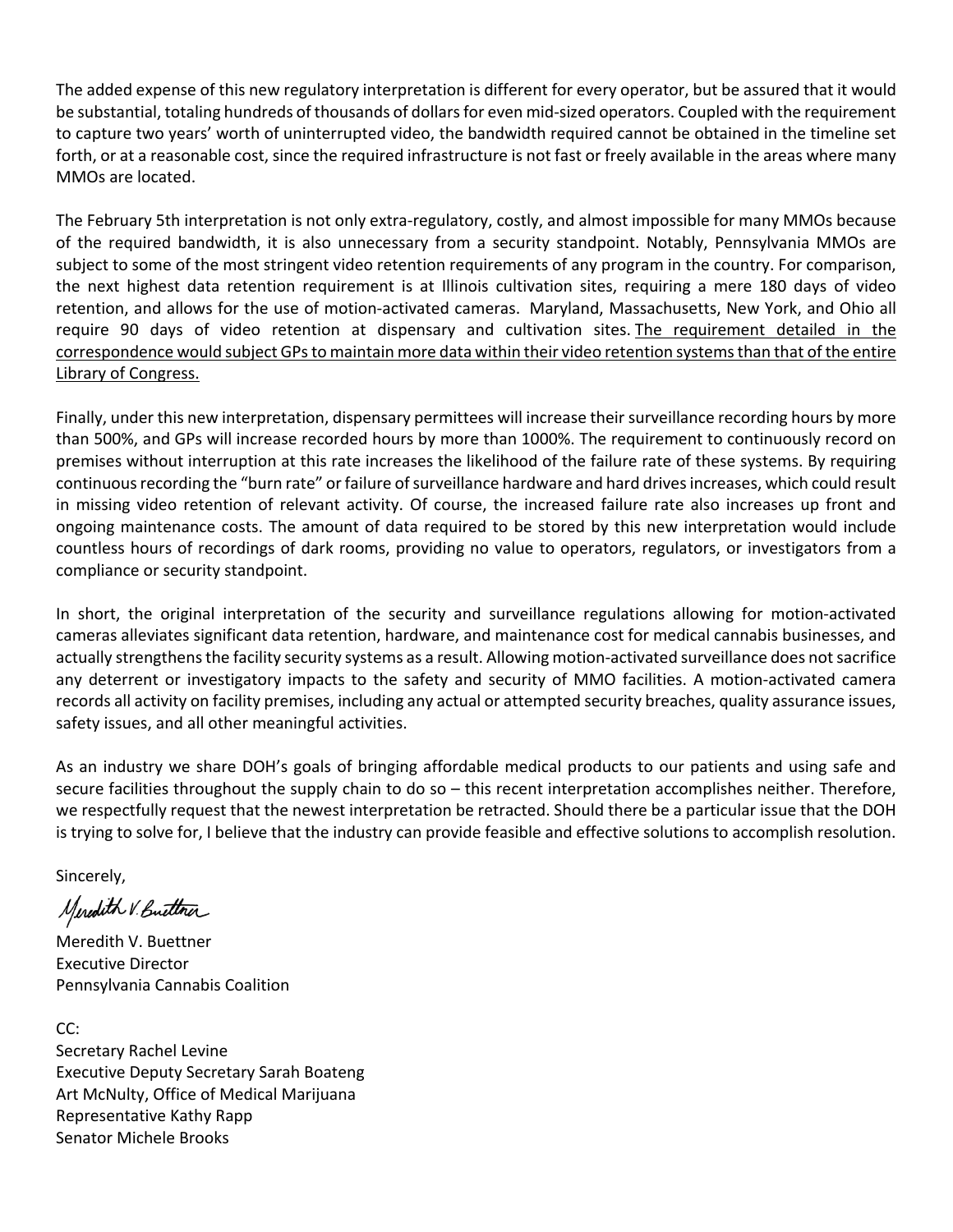The added expense of this new regulatory interpretation is different for every operator, but be assured that it would be substantial, totaling hundreds of thousands of dollars for even mid-sized operators. Coupled with the requirement to capture two years' worth of uninterrupted video, the bandwidth required cannot be obtained in the timeline set forth, or at a reasonable cost, since the required infrastructure is not fast or freely available in the areas where many MMOs are located.

The February 5th interpretation is not only extra-regulatory, costly, and almost impossible for many MMOs because of the required bandwidth, it is also unnecessary from a security standpoint. Notably, Pennsylvania MMOs are subject to some of the most stringent video retention requirements of any program in the country. For comparison, the next highest data retention requirement is at Illinois cultivation sites, requiring a mere 180 days of video retention, and allows for the use of motion-activated cameras. Maryland, Massachusetts, New York, and Ohio all require 90 days of video retention at dispensary and cultivation sites. <u>The requirement detailed in the correspondence would subject GPs to maintain more data within their video retention systems than that of the entire Library of Congress.</u>

Finally, under this new interpretation, dispensary permittees will increase their surveillance recording hours by more than 500%, and GPs will increase recorded hours by more than 1000%. The requirement to continuously record on premises without interruption at this rate increases the likelihood of the failure rate of these systems. By requiring continuous recording the "burn rate" or failure of surveillance hardware and hard drives increases, which could result in missing video retention of relevant activity. Of course, the increased failure rate also increases up front and ongoing maintenance costs. The amount of data required to be stored by this new interpretation would include countless hours of recordings of dark rooms, providing no value to operators, regulators, or investigators from a compliance or security standpoint.

In short, the original interpretation of the security and surveillance regulations allowing for motion-activated cameras alleviates significant data retention, hardware, and maintenance cost for medical cannabis businesses, and actually strengthens the facility security systems as a result. Allowing motion-activated surveillance does not sacrifice any deterrent or investigatory impacts to the safety and security of MMO facilities. A motion-activated camera records all activity on facility premises, including any actual or attempted security breaches, quality assurance issues, safety issues, and all other meaningful activities.

As an industry we share DOH's goals of bringing affordable medical products to our patients and using safe and secure facilities throughout the supply chain to do so – this recent interpretation accomplishes neither. Therefore, we respectfully request that the newest interpretation be retracted. Should there be a particular issue that the DOH is trying to solve for, I believe that the industry can provide feasible and effective solutions to accomplish resolution.

Sincerely,

Meredith V. Buettner

Meredith V. Buettner
Executive Director
Pennsylvania Cannabis Coalition

CC:
Secretary Rachel Levine
Executive Deputy Secretary Sarah Boateng
Art McNulty, Office of Medical Marijuana
Representative Kathy Rapp
Senator Michele Brooks